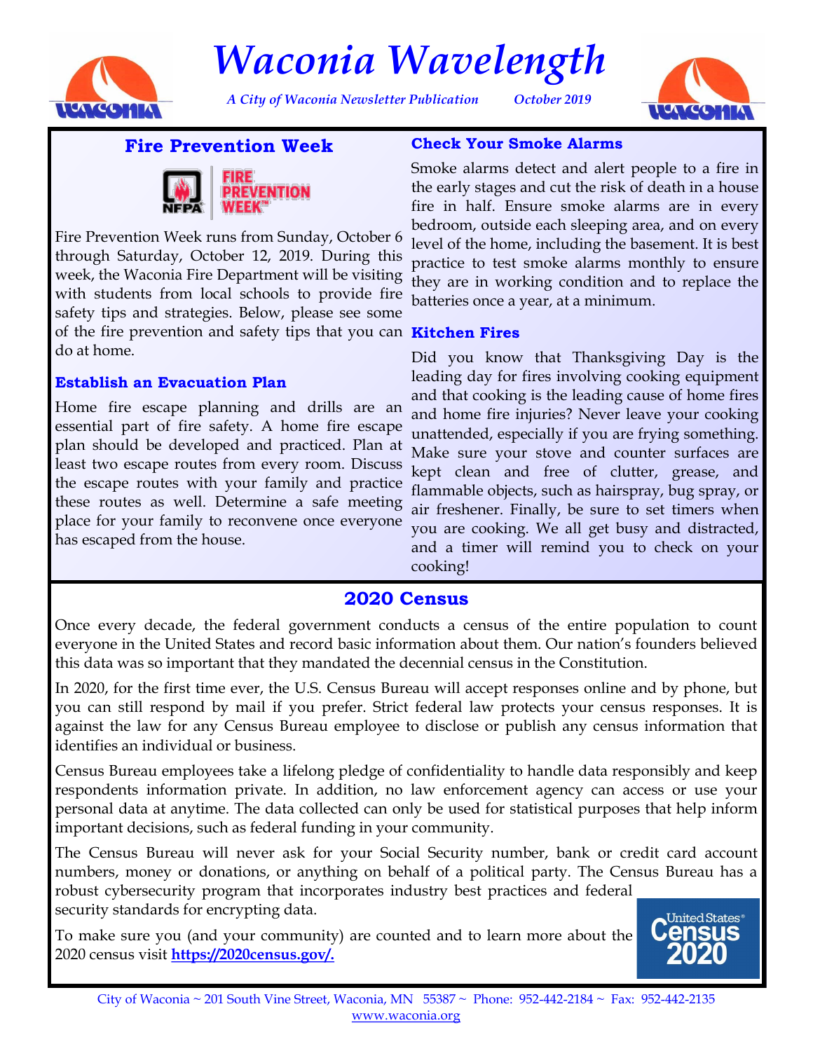# Waconia Wavelength

*A City of Waconia Newsletter Publication* *October 2019*

## Fire Prevention Week

Fire Prevention Week runs from Sunday, October 6 through Saturday, October 12, 2019. During this week, the Waconia Fire Department will be visiting with students from local schools to provide fire safety tips and strategies. Below, please see some of the fire prevention and safety tips that you can do at home.

### Establish an Evacuation Plan

Home fire escape planning and drills are an essential part of fire safety. A home fire escape plan should be developed and practiced. Plan at least two escape routes from every room. Discuss the escape routes with your family and practice these routes as well. Determine a safe meeting place for your family to reconvene once everyone has escaped from the house.

### Check Your Smoke Alarms

Smoke alarms detect and alert people to a fire in the early stages and cut the risk of death in a house fire in half. Ensure smoke alarms are in every bedroom, outside each sleeping area, and on every level of the home, including the basement. It is best practice to test smoke alarms monthly to ensure they are in working condition and to replace the batteries once a year, at a minimum.

### Kitchen Fires

Did you know that Thanksgiving Day is the leading day for fires involving cooking equipment and that cooking is the leading cause of home fires and home fire injuries? Never leave your cooking unattended, especially if you are frying something. Make sure your stove and counter surfaces are kept clean and free of clutter, grease, and flammable objects, such as hairspray, bug spray, or air freshener. Finally, be sure to set timers when you are cooking. We all get busy and distracted, and a timer will remind you to check on your cooking!

## 2020 Census

Once every decade, the federal government conducts a census of the entire population to count everyone in the United States and record basic information about them. Our nation's founders believed this data was so important that they mandated the decennial census in the Constitution.

In 2020, for the first time ever, the U.S. Census Bureau will accept responses online and by phone, but you can still respond by mail if you prefer. Strict federal law protects your census responses. It is against the law for any Census Bureau employee to disclose or publish any census information that identifies an individual or business.

Census Bureau employees take a lifelong pledge of confidentiality to handle data responsibly and keep respondents information private. In addition, no law enforcement agency can access or use your personal data at anytime. The data collected can only be used for statistical purposes that help inform important decisions, such as federal funding in your community.

The Census Bureau will never ask for your Social Security number, bank or credit card account numbers, money or donations, or anything on behalf of a political party. The Census Bureau has a robust cybersecurity program that incorporates industry best practices and federal security standards for encrypting data.

To make sure you (and your community) are counted and to learn more about the 2020 census visit **https://2020census.gov/.**

City of Waconia ~ 201 South Vine Street, Waconia, MN 55387 ~ Phone: 952-442-2184 ~ Fax: 952-442-2135
www.waconia.org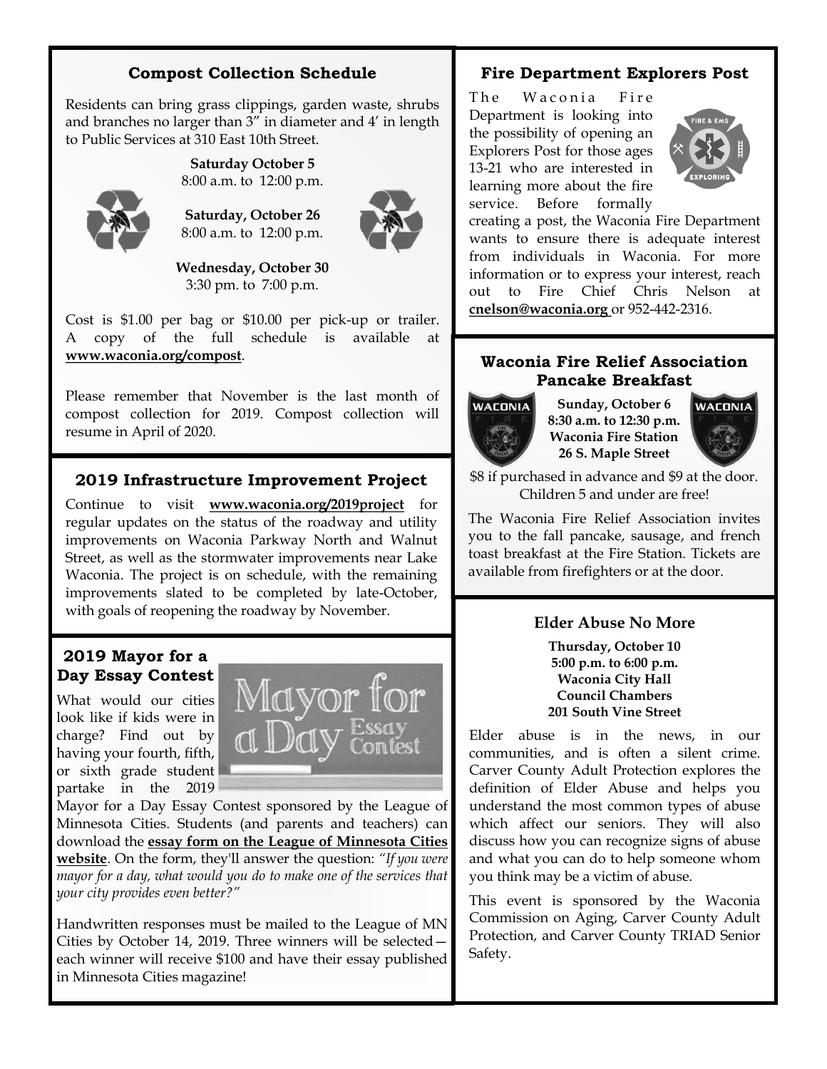## Compost Collection Schedule

Residents can bring grass clippings, garden waste, shrubs and branches no larger than 3" in diameter and 4' in length to Public Services at 310 East 10th Street.

**Saturday October 5**
8:00 a.m. to 12:00 p.m.

**Saturday, October 26**
8:00 a.m. to 12:00 p.m.

**Wednesday, October 30**
3:30 pm. to 7:00 p.m.

Cost is $1.00 per bag or $10.00 per pick-up or trailer. A copy of the full schedule is available at **www.waconia.org/compost**.

Please remember that November is the last month of compost collection for 2019. Compost collection will resume in April of 2020.

## 2019 Infrastructure Improvement Project

Continue to visit **www.waconia.org/2019project** for regular updates on the status of the roadway and utility improvements on Waconia Parkway North and Walnut Street, as well as the stormwater improvements near Lake Waconia. The project is on schedule, with the remaining improvements slated to be completed by late-October, with goals of reopening the roadway by November.

## 2019 Mayor for a Day Essay Contest

What would our cities look like if kids were in charge? Find out by having your fourth, fifth, or sixth grade student partake in the 2019 Mayor for a Day Essay Contest sponsored by the League of Minnesota Cities. Students (and parents and teachers) can download the **essay form on the League of Minnesota Cities website**. On the form, they'll answer the question: *"If you were mayor for a day, what would you do to make one of the services that your city provides even better?"*

Handwritten responses must be mailed to the League of MN Cities by October 14, 2019. Three winners will be selected—each winner will receive $100 and have their essay published in Minnesota Cities magazine!

## Fire Department Explorers Post

The Waconia Fire Department is looking into the possibility of opening an Explorers Post for those ages 13-21 who are interested in learning more about the fire service. Before formally creating a post, the Waconia Fire Department wants to ensure there is adequate interest from individuals in Waconia. For more information or to express your interest, reach out to Fire Chief Chris Nelson at **cnelson@waconia.org** or 952-442-2316.

## Waconia Fire Relief Association Pancake Breakfast

**Sunday, October 6**
**8:30 a.m. to 12:30 p.m.**
**Waconia Fire Station**
**26 S. Maple Street**

$8 if purchased in advance and $9 at the door. Children 5 and under are free!

The Waconia Fire Relief Association invites you to the fall pancake, sausage, and french toast breakfast at the Fire Station. Tickets are available from firefighters or at the door.

## Elder Abuse No More

**Thursday, October 10**
**5:00 p.m. to 6:00 p.m.**
**Waconia City Hall**
**Council Chambers**
**201 South Vine Street**

Elder abuse is in the news, in our communities, and is often a silent crime. Carver County Adult Protection explores the definition of Elder Abuse and helps you understand the most common types of abuse which affect our seniors. They will also discuss how you can recognize signs of abuse and what you can do to help someone whom you think may be a victim of abuse.

This event is sponsored by the Waconia Commission on Aging, Carver County Adult Protection, and Carver County TRIAD Senior Safety.